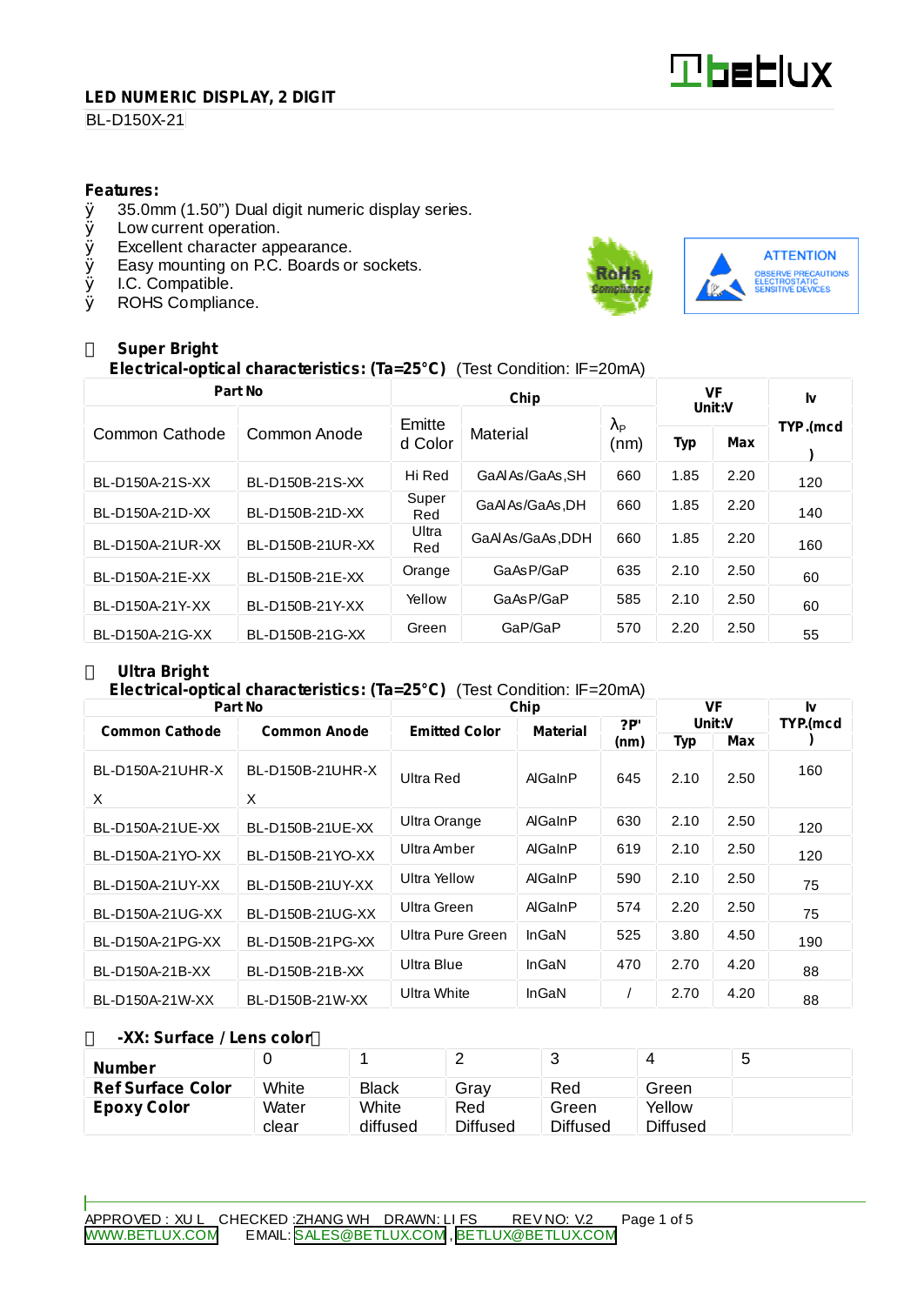**LED NUMERIC DISPLAY, 2 DIGIT**

BL-D150X-21

**Features:**

- 35.0mm (1.50") Dual digit numeric display series.
- Low current operation.
- Excellent character appearance.
- Easy mounting on P.C. Boards or sockets.
- I.C. Compatible.
- ROHS Compliance.

ATTENTION
OBSERVE PRECAUTIONS
ELECTROSTATIC
SENSITIVE DEVICES

**Super Bright**

**Electrical-optical characteristics: (Ta=25°C)** (Test Condition: IF=20mA)

| Part No | | Chip | | | VF Unit:V | | Iv |
|---|---|---|---|---|---|---|---|
| Common Cathode | Common Anode | Emitted Color | Material | $\lambda_P$ (nm) | Typ | Max | TYP.(mcd) |
| BL-D150A-21S-XX | BL-D150B-21S-XX | Hi Red | GaAlAs/GaAs,SH | 660 | 1.85 | 2.20 | 120 |
| BL-D150A-21D-XX | BL-D150B-21D-XX | Super Red | GaAlAs/GaAs,DH | 660 | 1.85 | 2.20 | 140 |
| BL-D150A-21UR-XX | BL-D150B-21UR-XX | Ultra Red | GaAlAs/GaAs,DDH | 660 | 1.85 | 2.20 | 160 |
| BL-D150A-21E-XX | BL-D150B-21E-XX | Orange | GaAsP/GaP | 635 | 2.10 | 2.50 | 60 |
| BL-D150A-21Y-XX | BL-D150B-21Y-XX | Yellow | GaAsP/GaP | 585 | 2.10 | 2.50 | 60 |
| BL-D150A-21G-XX | BL-D150B-21G-XX | Green | GaP/GaP | 570 | 2.20 | 2.50 | 55 |

**Ultra Bright**

**Electrical-optical characteristics: (Ta=25°C)** (Test Condition: IF=20mA)

| Part No | | Chip | | | VF Unit:V | | Iv |
|---|---|---|---|---|---|---|---|
| Common Cathode | Common Anode | Emitted Color | Material | ?P' (nm) | Typ | Max | TYP.(mcd) |
| BL-D150A-21UHR-XX | BL-D150B-21UHR-XX | Ultra Red | AlGaInP | 645 | 2.10 | 2.50 | 160 |
| BL-D150A-21UE-XX | BL-D150B-21UE-XX | Ultra Orange | AlGaInP | 630 | 2.10 | 2.50 | 120 |
| BL-D150A-21YO-XX | BL-D150B-21YO-XX | Ultra Amber | AlGaInP | 619 | 2.10 | 2.50 | 120 |
| BL-D150A-21UY-XX | BL-D150B-21UY-XX | Ultra Yellow | AlGaInP | 590 | 2.10 | 2.50 | 75 |
| BL-D150A-21UG-XX | BL-D150B-21UG-XX | Ultra Green | AlGaInP | 574 | 2.20 | 2.50 | 75 |
| BL-D150A-21PG-XX | BL-D150B-21PG-XX | Ultra Pure Green | InGaN | 525 | 3.80 | 4.50 | 190 |
| BL-D150A-21B-XX | BL-D150B-21B-XX | Ultra Blue | InGaN | 470 | 2.70 | 4.20 | 88 |
| BL-D150A-21W-XX | BL-D150B-21W-XX | Ultra White | InGaN | / | 2.70 | 4.20 | 88 |

**-XX: Surface / Lens color**

| **Number** | 0 | 1 | 2 | 3 | 4 | 5 |
|---|---|---|---|---|---|---|
| **Ref Surface Color** | White | Black | Gray | Red | Green | |
| **Epoxy Color** | Water clear | White diffused | Red Diffused | Green Diffused | Yellow Diffused | |

APPROVED : XU L CHECKED :ZHANG WH DRAWN: LI FS REV NO: V.2

WWW.BETLUX.COM EMAIL: SALES@BETLUX.COM , BETLUX@BETLUX.COM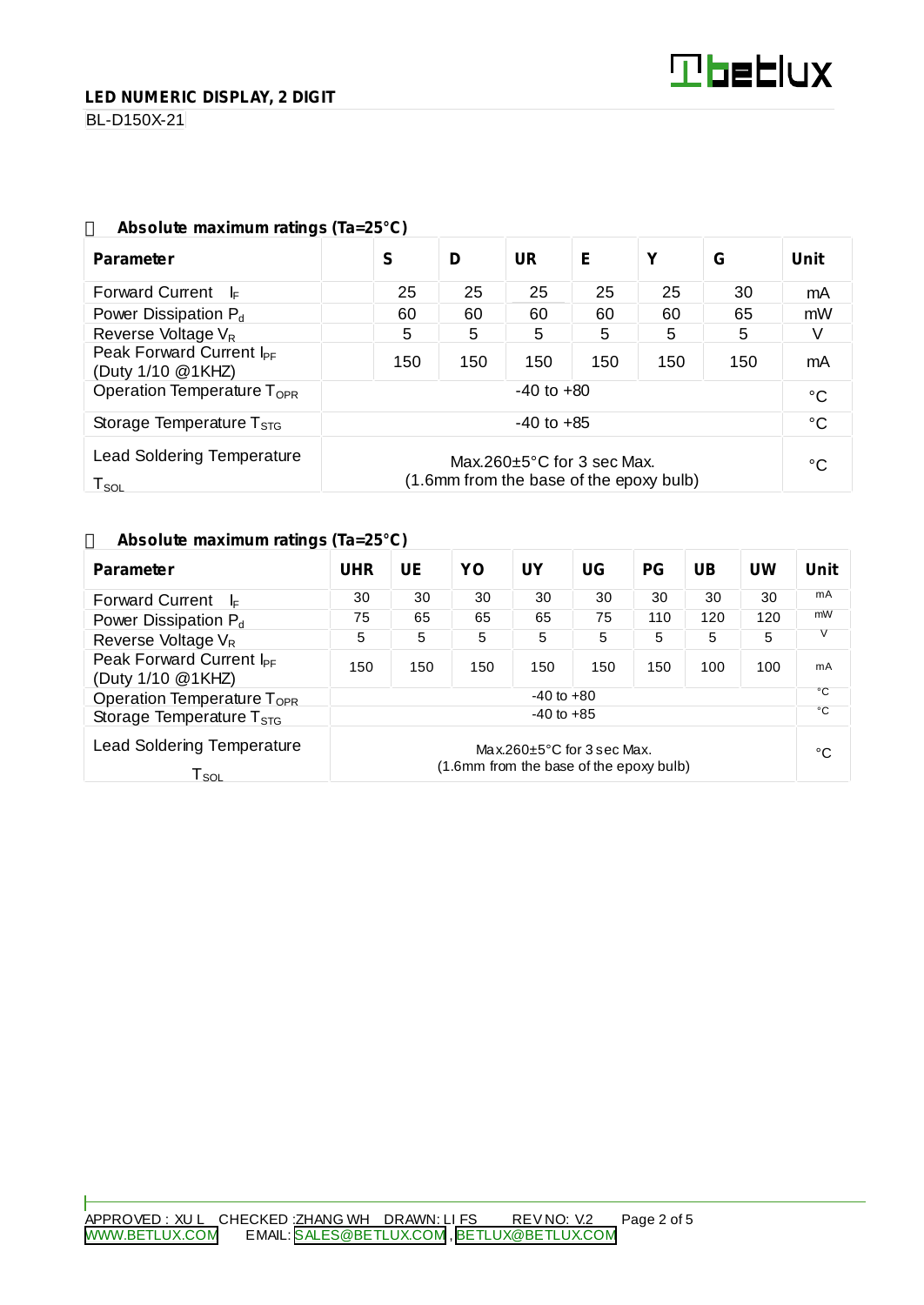**LED NUMERIC DISPLAY, 2 DIGIT**

BL-D150X-21

### Absolute maximum ratings (Ta=25°C)

| Parameter | S | D | UR | E | Y | G | Unit |
|---|---|---|---|---|---|---|---|
| Forward Current $I_F$ | 25 | 25 | 25 | 25 | 25 | 30 | mA |
| Power Dissipation $P_d$ | 60 | 60 | 60 | 60 | 60 | 65 | mW |
| Reverse Voltage $V_R$ | 5 | 5 | 5 | 5 | 5 | 5 | V |
| Peak Forward Current $I_{PF}$ (Duty 1/10 @1KHZ) | 150 | 150 | 150 | 150 | 150 | 150 | mA |
| Operation Temperature $T_{OPR}$ | -40 to +80 | | | | | | °C |
| Storage Temperature $T_{STG}$ | -40 to +85 | | | | | | °C |
| Lead Soldering Temperature $T_{SOL}$ | Max.260±5°C for 3 sec Max. (1.6mm from the base of the epoxy bulb) | | | | | | °C |

### Absolute maximum ratings (Ta=25°C)

| Parameter | UHR | UE | YO | UY | UG | PG | UB | UW | Unit |
|---|---|---|---|---|---|---|---|---|---|
| Forward Current $I_F$ | 30 | 30 | 30 | 30 | 30 | 30 | 30 | 30 | mA |
| Power Dissipation $P_d$ | 75 | 65 | 65 | 65 | 75 | 110 | 120 | 120 | mW |
| Reverse Voltage $V_R$ | 5 | 5 | 5 | 5 | 5 | 5 | 5 | 5 | V |
| Peak Forward Current $I_{PF}$ (Duty 1/10 @1KHZ) | 150 | 150 | 150 | 150 | 150 | 150 | 100 | 100 | mA |
| Operation Temperature $T_{OPR}$ | -40 to +80 | | | | | | | | °C |
| Storage Temperature $T_{STG}$ | -40 to +85 | | | | | | | | °C |
| Lead Soldering Temperature $T_{SOL}$ | Max.260±5°C for 3 sec Max. (1.6mm from the base of the epoxy bulb) | | | | | | | | °C |

APPROVED : XU L CHECKED :ZHANG WH DRAWN: LI FS REV NO: V.2

WWW.BETLUX.COM EMAIL: SALES@BETLUX.COM , BETLUX@BETLUX.COM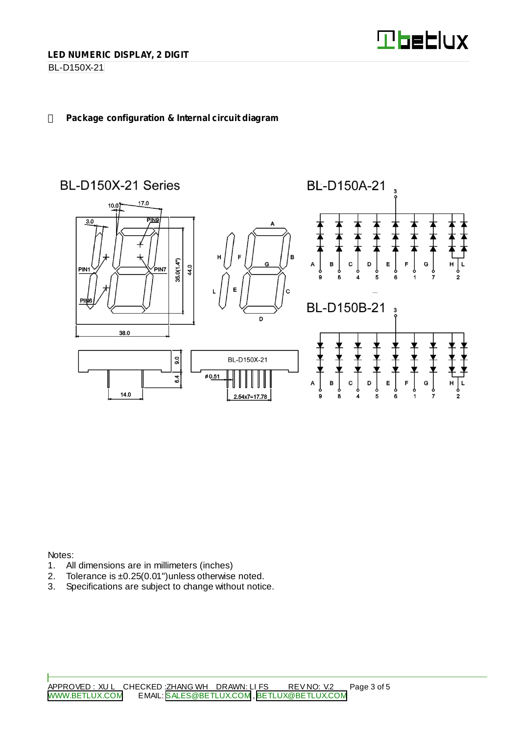## LED NUMERIC DISPLAY, 2 DIGIT

BL-D150X-21

**Package configuration & Internal circuit diagram**

BL-D150X-21 Series

BL-D150A-21

BL-D150B-21

Notes:

1. All dimensions are in millimeters (inches)
2. Tolerance is ±0.25(0.01")unless otherwise noted.
3. Specifications are subject to change without notice.

APPROVED : XU L CHECKED :ZHANG WH DRAWN: LI FS REV NO: V.2

WWW.BETLUX.COM EMAIL: SALES@BETLUX.COM , BETLUX@BETLUX.COM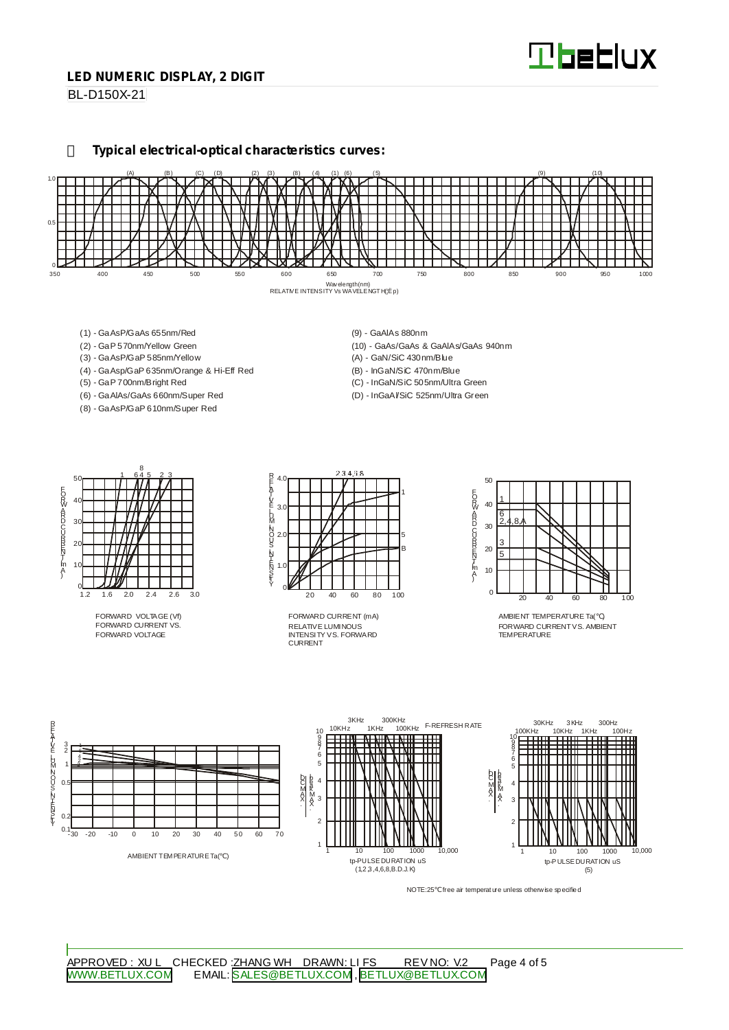## Typical electrical-optical characteristics curves:

Wavelength(nm)
RELATIVE INTENSITY Vs WAVELENGTH(λp)

- (1) - GaAsP/GaAs 655nm/Red
- (2) - GaP 570nm/Yellow Green
- (3) - GaAsP/GaP 585nm/Yellow
- (4) - GaAsp/GaP 635nm/Orange & Hi-Eff Red
- (5) - GaP 700nm/Bright Red
- (6) - GaAlAs/GaAs 660nm/Super Red
- (8) - GaAsP/GaP 610nm/Super Red
- (9) - GaAlAs 880nm
- (10) - GaAs/GaAs & GaAlAs/GaAs 940nm
- (A) - GaN/SiC 430nm/Blue
- (B) - InGaN/SiC 470nm/Blue
- (C) - InGaN/SiC 505nm/Ultra Green
- (D) - InGaAl/SiC 525nm/Ultra Green

FORWARD VOLTAGE (Vf)
FORWARD CURRENT VS. FORWARD VOLTAGE

FORWARD CURRENT (mA)
RELATIVE LUMINOUS INTENSITY VS. FORWARD CURRENT

AMBIENT TEMPERATURE Ta(℃)
FORWARD CURRENT VS. AMBIENT TEMPERATURE

AMBIENT TEMPERATURE Ta(℃)

tp-PULSE DURATION uS
(1,2,3,4,6,8,B.D.J.K)

tp-PULSE DURATION uS
(5)

NOTE:25℃ free air temperature unless otherwise specified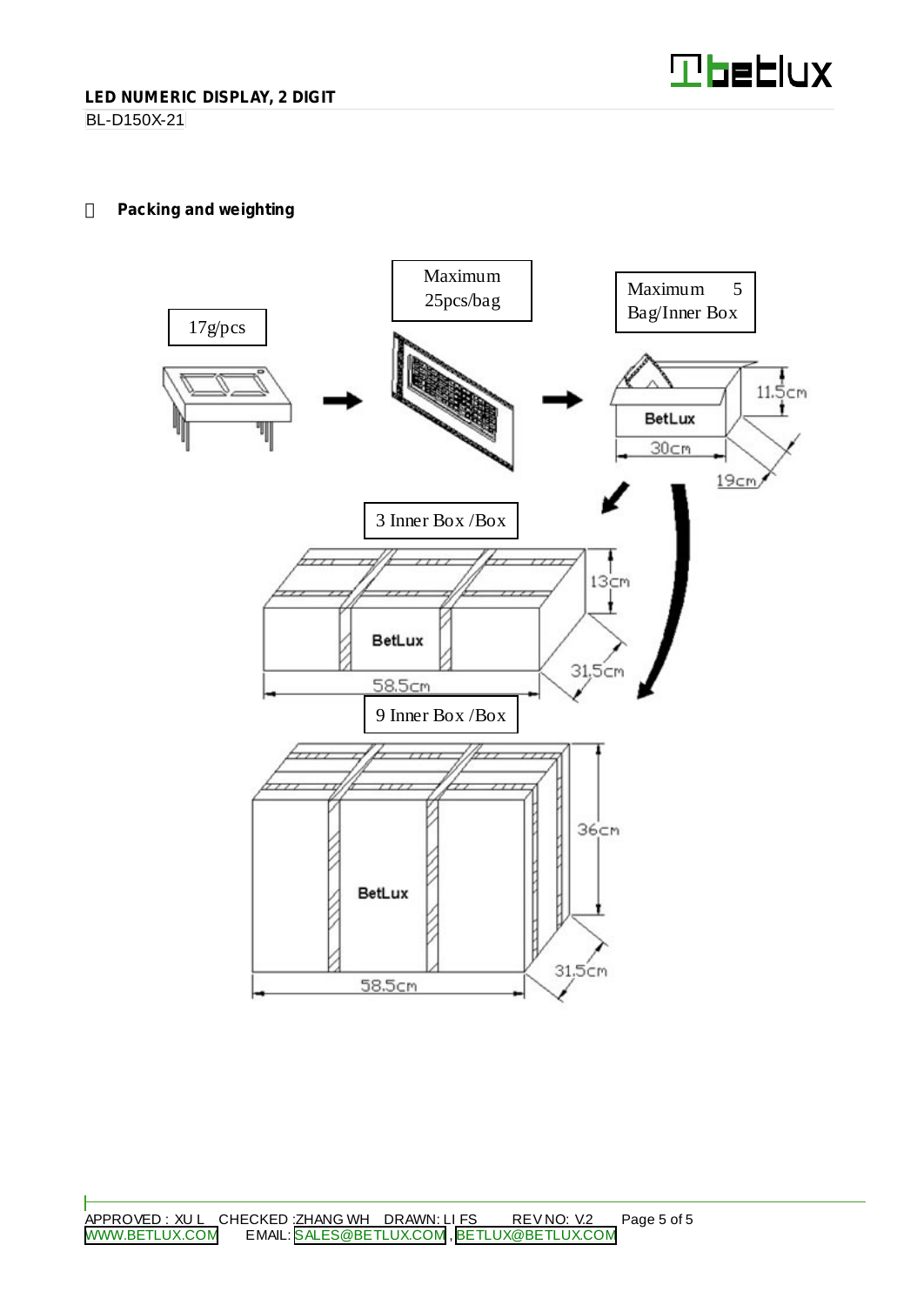## Packing and weighting

17g/pcs

Maximum 25pcs/bag

Maximum 5 Bag/Inner Box

BetLux

11.5cm

30cm

19cm

3 Inner Box /Box

BetLux

13cm

58.5cm

31.5cm

9 Inner Box /Box

BetLux

36cm

58.5cm

31.5cm